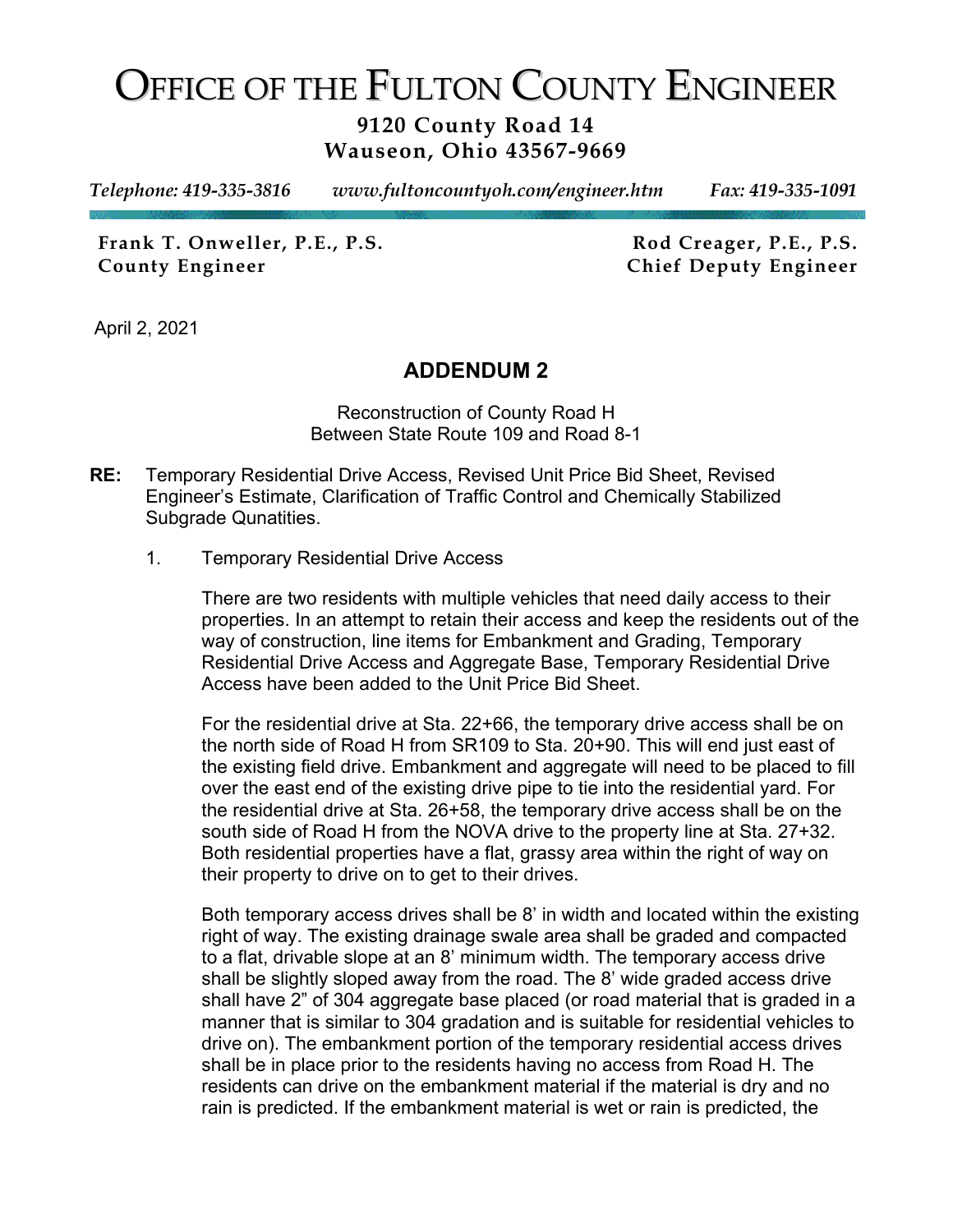# OFFICE OF THE FULTON COUNTY ENGINEER

**9120 County Road 14**
**Wauseon, Ohio 43567-9669**

*Telephone: 419-335-3816* *www.fultoncountyoh.com/engineer.htm* *Fax: 419-335-1091*

**Frank T. Onweller, P.E., P.S.**
**County Engineer**

**Rod Creager, P.E., P.S.**
**Chief Deputy Engineer**

April 2, 2021

## ADDENDUM 2

Reconstruction of County Road H
Between State Route 109 and Road 8-1

**RE:** Temporary Residential Drive Access, Revised Unit Price Bid Sheet, Revised Engineer's Estimate, Clarification of Traffic Control and Chemically Stabilized Subgrade Qunatities.

1. Temporary Residential Drive Access

   There are two residents with multiple vehicles that need daily access to their properties. In an attempt to retain their access and keep the residents out of the way of construction, line items for Embankment and Grading, Temporary Residential Drive Access and Aggregate Base, Temporary Residential Drive Access have been added to the Unit Price Bid Sheet.

   For the residential drive at Sta. 22+66, the temporary drive access shall be on the north side of Road H from SR109 to Sta. 20+90. This will end just east of the existing field drive. Embankment and aggregate will need to be placed to fill over the east end of the existing drive pipe to tie into the residential yard. For the residential drive at Sta. 26+58, the temporary drive access shall be on the south side of Road H from the NOVA drive to the property line at Sta. 27+32. Both residential properties have a flat, grassy area within the right of way on their property to drive on to get to their drives.

   Both temporary access drives shall be 8' in width and located within the existing right of way. The existing drainage swale area shall be graded and compacted to a flat, drivable slope at an 8' minimum width. The temporary access drive shall be slightly sloped away from the road. The 8' wide graded access drive shall have 2" of 304 aggregate base placed (or road material that is graded in a manner that is similar to 304 gradation and is suitable for residential vehicles to drive on). The embankment portion of the temporary residential access drives shall be in place prior to the residents having no access from Road H. The residents can drive on the embankment material if the material is dry and no rain is predicted. If the embankment material is wet or rain is predicted, the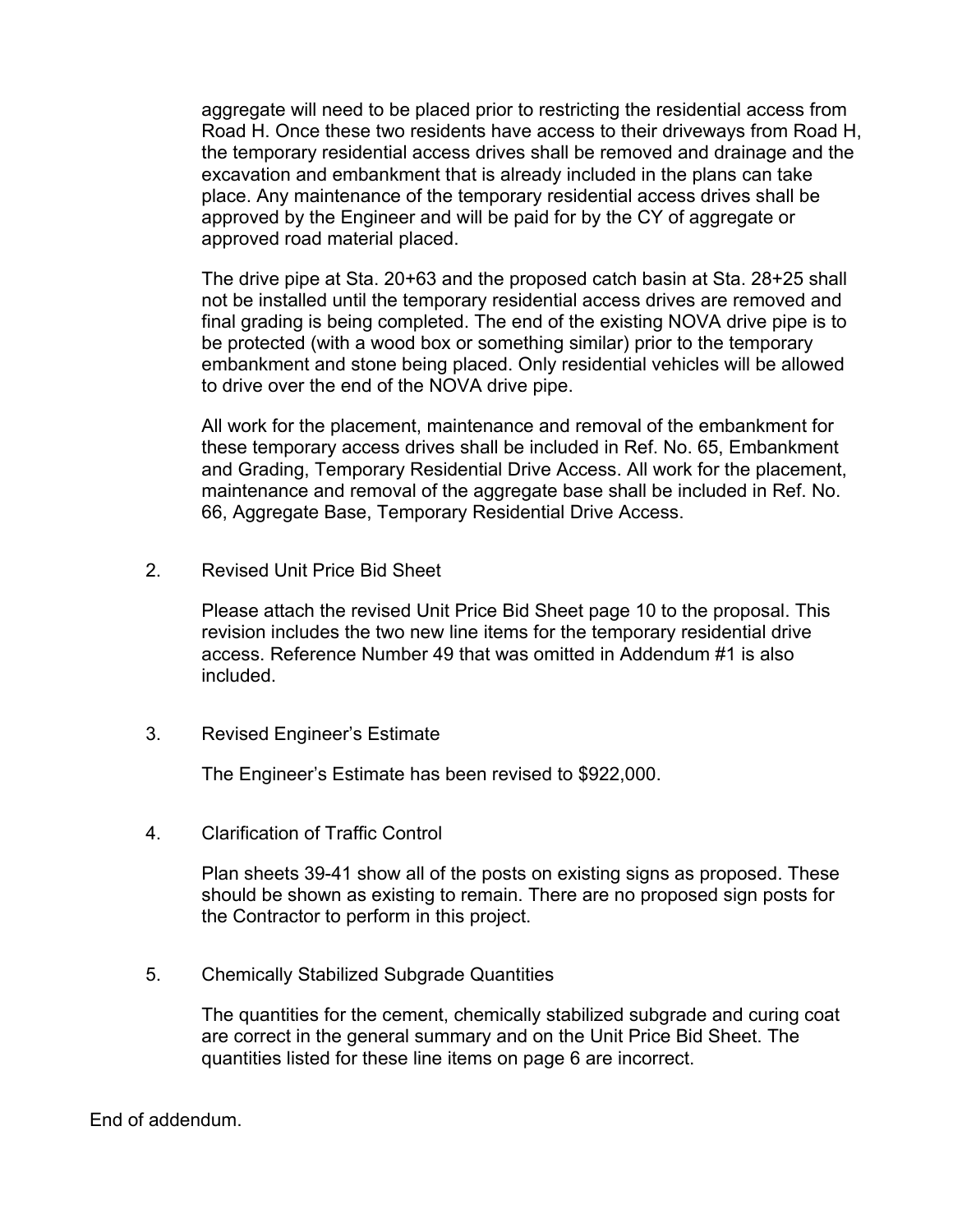aggregate will need to be placed prior to restricting the residential access from Road H. Once these two residents have access to their driveways from Road H, the temporary residential access drives shall be removed and drainage and the excavation and embankment that is already included in the plans can take place. Any maintenance of the temporary residential access drives shall be approved by the Engineer and will be paid for by the CY of aggregate or approved road material placed.

The drive pipe at Sta. 20+63 and the proposed catch basin at Sta. 28+25 shall not be installed until the temporary residential access drives are removed and final grading is being completed. The end of the existing NOVA drive pipe is to be protected (with a wood box or something similar) prior to the temporary embankment and stone being placed. Only residential vehicles will be allowed to drive over the end of the NOVA drive pipe.

All work for the placement, maintenance and removal of the embankment for these temporary access drives shall be included in Ref. No. 65, Embankment and Grading, Temporary Residential Drive Access. All work for the placement, maintenance and removal of the aggregate base shall be included in Ref. No. 66, Aggregate Base, Temporary Residential Drive Access.

2. Revised Unit Price Bid Sheet

   Please attach the revised Unit Price Bid Sheet page 10 to the proposal. This revision includes the two new line items for the temporary residential drive access. Reference Number 49 that was omitted in Addendum #1 is also included.

3. Revised Engineer's Estimate

   The Engineer's Estimate has been revised to $922,000.

4. Clarification of Traffic Control

   Plan sheets 39-41 show all of the posts on existing signs as proposed. These should be shown as existing to remain. There are no proposed sign posts for the Contractor to perform in this project.

5. Chemically Stabilized Subgrade Quantities

   The quantities for the cement, chemically stabilized subgrade and curing coat are correct in the general summary and on the Unit Price Bid Sheet. The quantities listed for these line items on page 6 are incorrect.

End of addendum.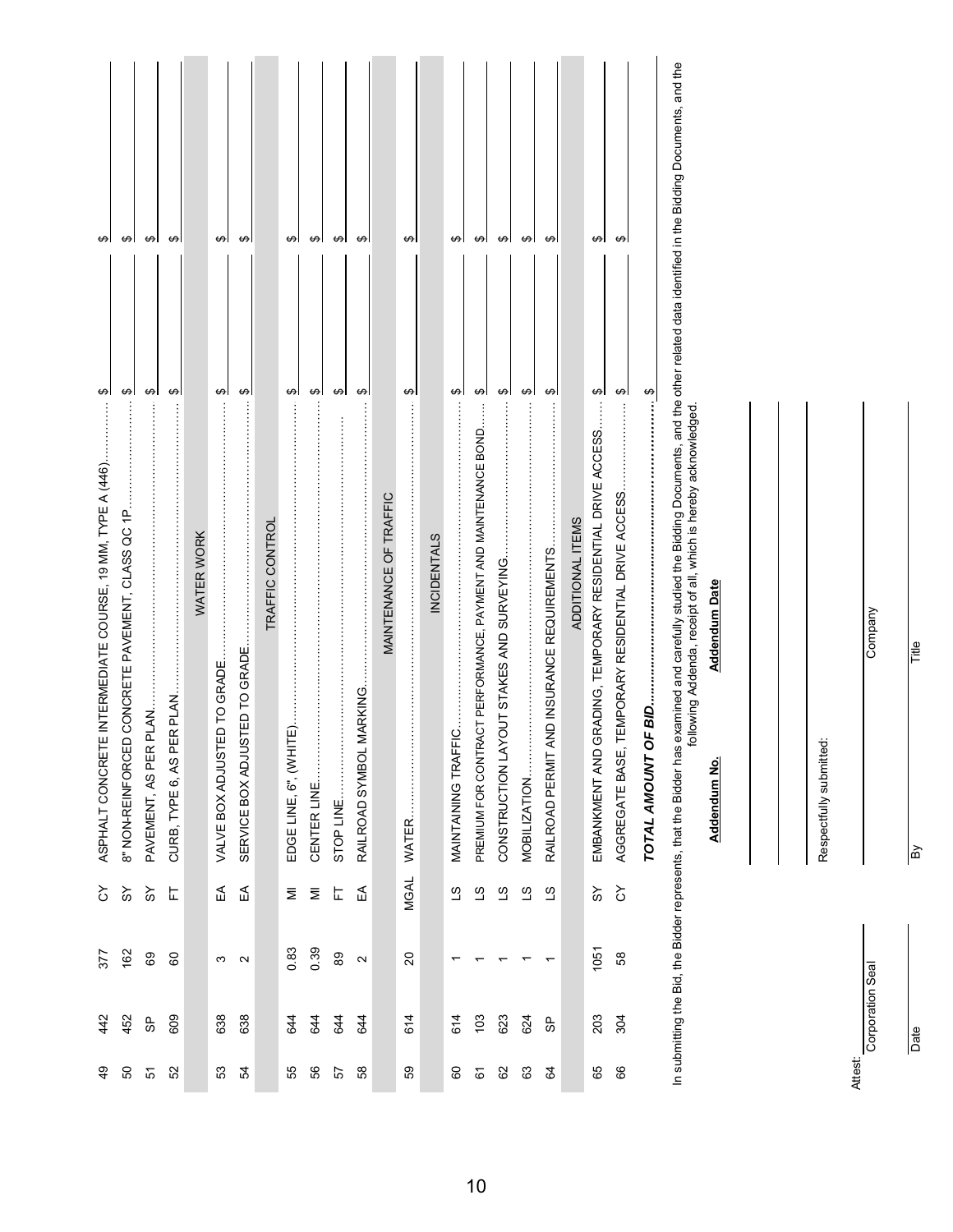| | | | | | | |
|---|---|---|---|---|---|---|
| 49 | 442 | 377 | CY | ASPHALT CONCRETE INTERMEDIATE COURSE, 19 MM, TYPE A (446) | $ | $ |
| 50 | 452 | 162 | SY | 8" NON-REINFORCED CONCRETE PAVEMENT, CLASS QC 1P | $ | $ |
| 51 | SP | 69 | SY | PAVEMENT, AS PER PLAN | $ | $ |
| 52 | 609 | 60 | FT | CURB, TYPE 6, AS PER PLAN | $ | $ |
| | | | | WATER WORK | | |
| 53 | 638 | 3 | EA | VALVE BOX ADJUSTED TO GRADE | $ | $ |
| 54 | 638 | 2 | EA | SERVICE BOX ADJUSTED TO GRADE | $ | $ |
| | | | | TRAFFIC CONTROL | | |
| 55 | 644 | 0.83 | MI | EDGE LINE, 6", (WHITE) | $ | $ |
| 56 | 644 | 0.39 | MI | CENTER LINE | $ | $ |
| 57 | 644 | 89 | FT | STOP LINE | $ | $ |
| 58 | 644 | 2 | EA | RAILROAD SYMBOL MARKING | $ | $ |
| | | | | MAINTENANCE OF TRAFFIC | | |
| 59 | 614 | 20 | MGAL | WATER | $ | $ |
| | | | | INCIDENTALS | | |
| 60 | 614 | 1 | LS | MAINTAINING TRAFFIC | $ | $ |
| 61 | 103 | 1 | LS | PREMIUM FOR CONTRACT PERFORMANCE, PAYMENT AND MAINTENANCE BOND | $ | $ |
| 62 | 623 | 1 | LS | CONSTRUCTION LAYOUT STAKES AND SURVEYING | $ | $ |
| 63 | 624 | 1 | LS | MOBILIZATION | $ | $ |
| 64 | SP | 1 | LS | RAILROAD PERMIT AND INSURANCE REQUIREMENTS | $ | $ |
| | | | | ADDITIONAL ITEMS | | |
| 65 | 203 | 1051 | SY | EMBANKMENT AND GRADING, TEMPORARY RESIDENTIAL DRIVE ACCESS | $ | $ |
| 66 | 304 | 58 | CY | AGGREGATE BASE, TEMPORARY RESIDENTIAL DRIVE ACCESS | $ | $ |
| | | | | ***TOTAL AMOUNT OF BID*** | $ | |

In submitting the Bid, the Bidder represents, that the Bidder has examined and carefully studied the Bidding Documents, and the other related data identified in the Bidding Documents, and the following Addenda, receipt of all, which is hereby acknowledged.

| **Addendum No.** | **Addendum Date** |
|---|---|
| | |
| | |
| | |

Respectfully submitted:

\_\_\_\_\_\_\_\_\_\_\_\_\_\_\_\_\_\_\_\_
Company

\_\_\_\_\_\_\_\_\_\_\_\_\_\_\_\_\_\_\_\_
By &nbsp;&nbsp;&nbsp;&nbsp;&nbsp;&nbsp;&nbsp;&nbsp; Title

Attest:

\_\_\_\_\_\_\_\_\_\_\_\_\_\_\_\_\_\_\_\_
Corporation Seal

\_\_\_\_\_\_\_\_\_\_\_\_\_\_\_\_\_\_\_\_
Date